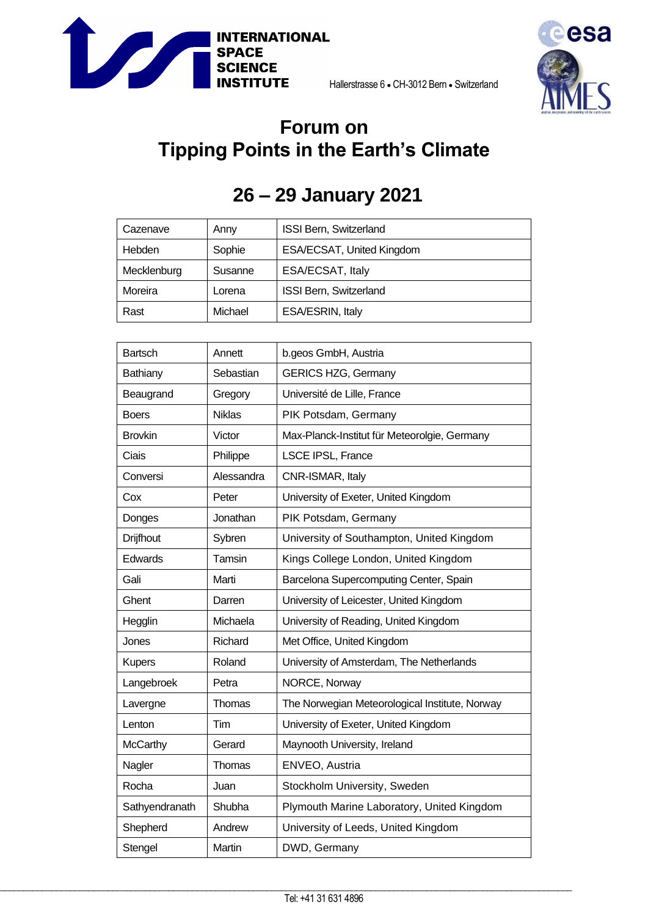INTERNATIONAL SPACE SCIENCE INSTITUTE

Hallerstrasse 6 • CH-3012 Bern • Switzerland

# Forum on Tipping Points in the Earth's Climate

## 26 – 29 January 2021

| | | |
|---|---|---|
| Cazenave | Anny | ISSI Bern, Switzerland |
| Hebden | Sophie | ESA/ECSAT, United Kingdom |
| Mecklenburg | Susanne | ESA/ECSAT, Italy |
| Moreira | Lorena | ISSI Bern, Switzerland |
| Rast | Michael | ESA/ESRIN, Italy |

| | | |
|---|---|---|
| Bartsch | Annett | b.geos GmbH, Austria |
| Bathiany | Sebastian | GERICS HZG, Germany |
| Beaugrand | Gregory | Université de Lille, France |
| Boers | Niklas | PIK Potsdam, Germany |
| Brovkin | Victor | Max-Planck-Institut für Meteorolgie, Germany |
| Ciais | Philippe | LSCE IPSL, France |
| Conversi | Alessandra | CNR-ISMAR, Italy |
| Cox | Peter | University of Exeter, United Kingdom |
| Donges | Jonathan | PIK Potsdam, Germany |
| Drijfhout | Sybren | University of Southampton, United Kingdom |
| Edwards | Tamsin | Kings College London, United Kingdom |
| Gali | Marti | Barcelona Supercomputing Center, Spain |
| Ghent | Darren | University of Leicester, United Kingdom |
| Hegglin | Michaela | University of Reading, United Kingdom |
| Jones | Richard | Met Office, United Kingdom |
| Kupers | Roland | University of Amsterdam, The Netherlands |
| Langebroek | Petra | NORCE, Norway |
| Lavergne | Thomas | The Norwegian Meteorological Institute, Norway |
| Lenton | Tim | University of Exeter, United Kingdom |
| McCarthy | Gerard | Maynooth University, Ireland |
| Nagler | Thomas | ENVEO, Austria |
| Rocha | Juan | Stockholm University, Sweden |
| Sathyendranath | Shubha | Plymouth Marine Laboratory, United Kingdom |
| Shepherd | Andrew | University of Leeds, United Kingdom |
| Stengel | Martin | DWD, Germany |

Tel: +41 31 631 4896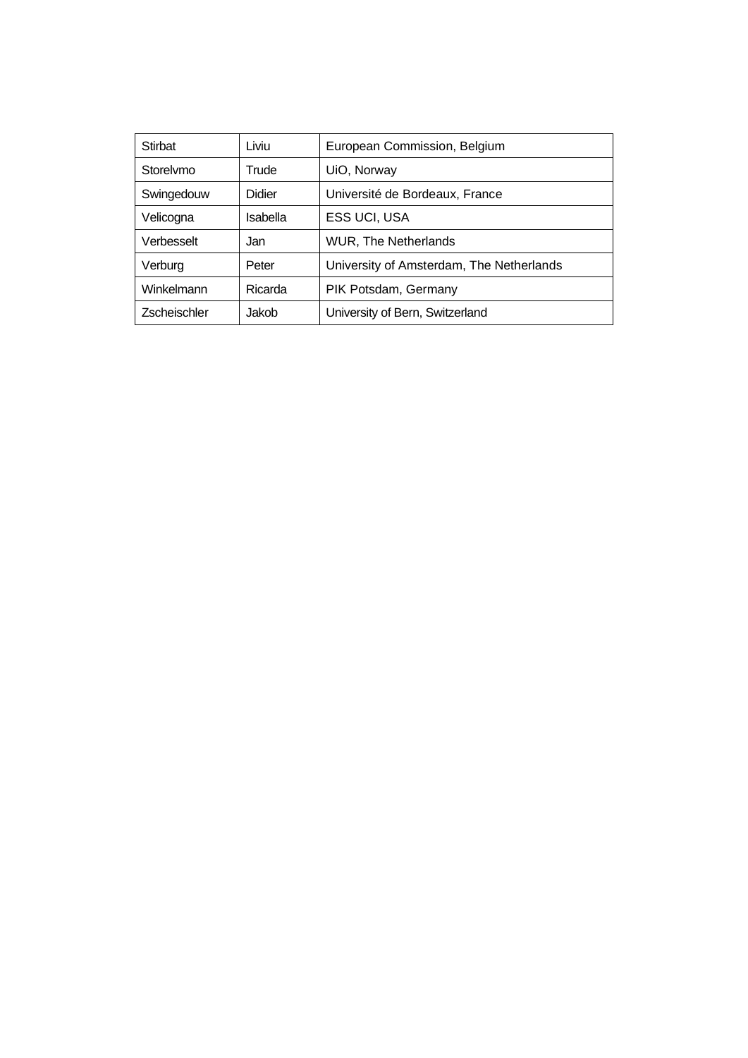| | | |
|---|---|---|
| Stirbat | Liviu | European Commission, Belgium |
| Storelvmo | Trude | UiO, Norway |
| Swingedouw | Didier | Université de Bordeaux, France |
| Velicogna | Isabella | ESS UCI, USA |
| Verbesselt | Jan | WUR, The Netherlands |
| Verburg | Peter | University of Amsterdam, The Netherlands |
| Winkelmann | Ricarda | PIK Potsdam, Germany |
| Zscheischler | Jakob | University of Bern, Switzerland |